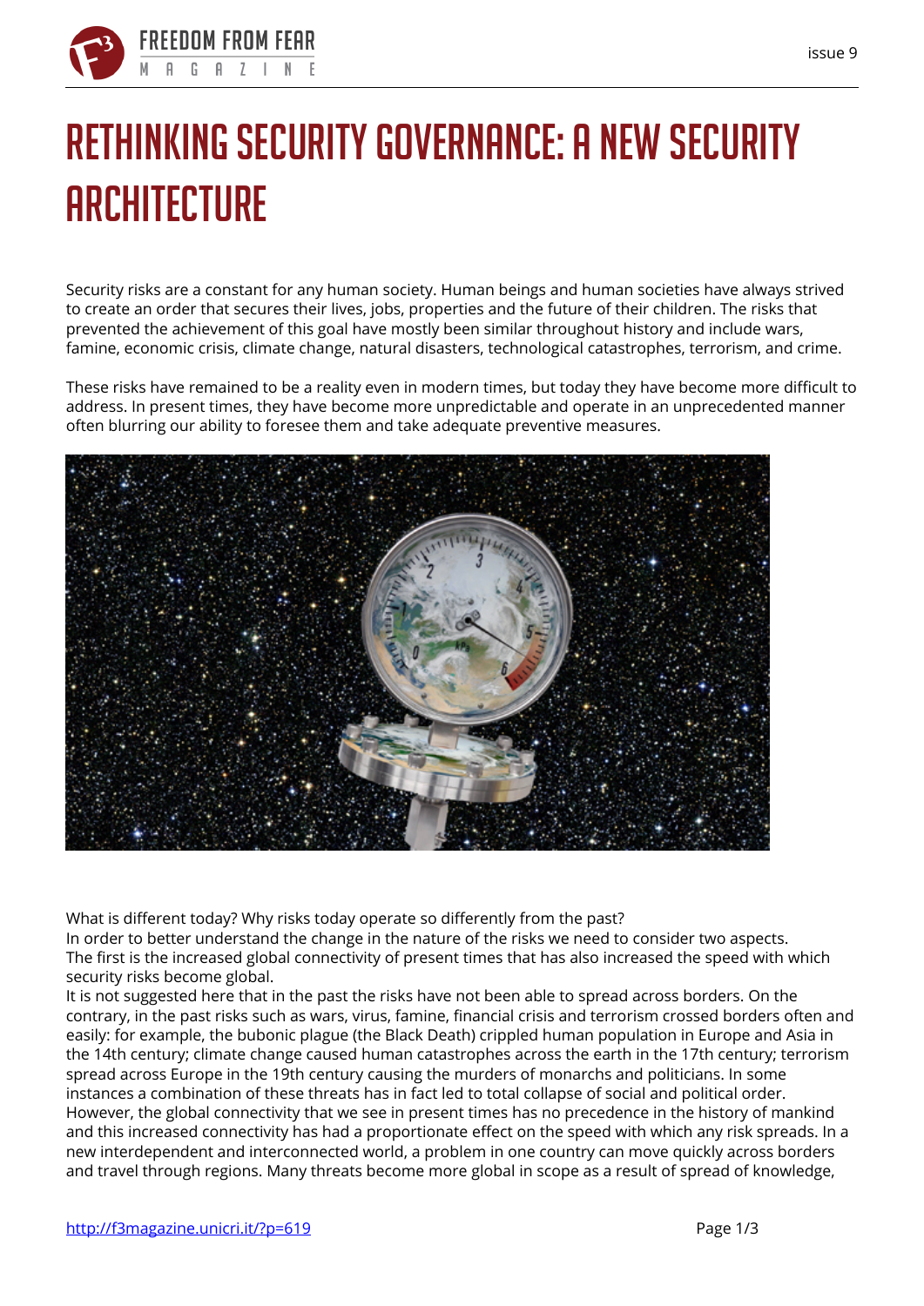# RETHINKING SECURITY GOVERNANCE: A NEW SECURITY ARCHITECTURE

Security risks are a constant for any human society. Human beings and human societies have always strived to create an order that secures their lives, jobs, properties and the future of their children. The risks that prevented the achievement of this goal have mostly been similar throughout history and include wars, famine, economic crisis, climate change, natural disasters, technological catastrophes, terrorism, and crime.

These risks have remained to be a reality even in modern times, but today they have become more difficult to address. In present times, they have become more unpredictable and operate in an unprecedented manner often blurring our ability to foresee them and take adequate preventive measures.

What is different today? Why risks today operate so differently from the past?
In order to better understand the change in the nature of the risks we need to consider two aspects.
The first is the increased global connectivity of present times that has also increased the speed with which security risks become global.
It is not suggested here that in the past the risks have not been able to spread across borders. On the contrary, in the past risks such as wars, virus, famine, financial crisis and terrorism crossed borders often and easily: for example, the bubonic plague (the Black Death) crippled human population in Europe and Asia in the 14th century; climate change caused human catastrophes across the earth in the 17th century; terrorism spread across Europe in the 19th century causing the murders of monarchs and politicians. In some instances a combination of these threats has in fact led to total collapse of social and political order.
However, the global connectivity that we see in present times has no precedence in the history of mankind and this increased connectivity has had a proportionate effect on the speed with which any risk spreads. In a new interdependent and interconnected world, a problem in one country can move quickly across borders and travel through regions. Many threats become more global in scope as a result of spread of knowledge,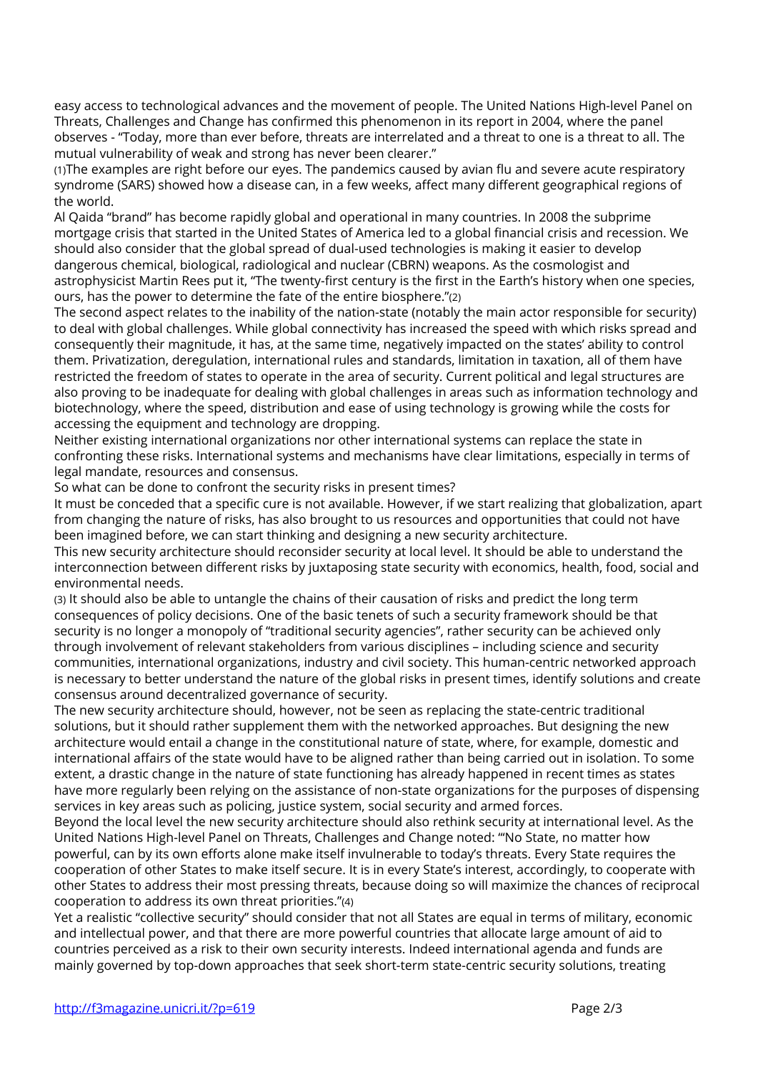easy access to technological advances and the movement of people. The United Nations High-level Panel on Threats, Challenges and Change has confirmed this phenomenon in its report in 2004, where the panel observes - "Today, more than ever before, threats are interrelated and a threat to one is a threat to all. The mutual vulnerability of weak and strong has never been clearer."

[1]The examples are right before our eyes. The pandemics caused by avian flu and severe acute respiratory syndrome (SARS) showed how a disease can, in a few weeks, affect many different geographical regions of the world.

Al Qaida "brand" has become rapidly global and operational in many countries. In 2008 the subprime mortgage crisis that started in the United States of America led to a global financial crisis and recession. We should also consider that the global spread of dual-used technologies is making it easier to develop dangerous chemical, biological, radiological and nuclear (CBRN) weapons. As the cosmologist and astrophysicist Martin Rees put it, "The twenty-first century is the first in the Earth's history when one species, ours, has the power to determine the fate of the entire biosphere."[2]

The second aspect relates to the inability of the nation-state (notably the main actor responsible for security) to deal with global challenges. While global connectivity has increased the speed with which risks spread and consequently their magnitude, it has, at the same time, negatively impacted on the states' ability to control them. Privatization, deregulation, international rules and standards, limitation in taxation, all of them have restricted the freedom of states to operate in the area of security. Current political and legal structures are also proving to be inadequate for dealing with global challenges in areas such as information technology and biotechnology, where the speed, distribution and ease of using technology is growing while the costs for accessing the equipment and technology are dropping.

Neither existing international organizations nor other international systems can replace the state in confronting these risks. International systems and mechanisms have clear limitations, especially in terms of legal mandate, resources and consensus.

So what can be done to confront the security risks in present times?

It must be conceded that a specific cure is not available. However, if we start realizing that globalization, apart from changing the nature of risks, has also brought to us resources and opportunities that could not have been imagined before, we can start thinking and designing a new security architecture.

This new security architecture should reconsider security at local level. It should be able to understand the interconnection between different risks by juxtaposing state security with economics, health, food, social and environmental needs.

[3] It should also be able to untangle the chains of their causation of risks and predict the long term consequences of policy decisions. One of the basic tenets of such a security framework should be that security is no longer a monopoly of "traditional security agencies", rather security can be achieved only through involvement of relevant stakeholders from various disciplines – including science and security communities, international organizations, industry and civil society. This human-centric networked approach is necessary to better understand the nature of the global risks in present times, identify solutions and create consensus around decentralized governance of security.

The new security architecture should, however, not be seen as replacing the state-centric traditional solutions, but it should rather supplement them with the networked approaches. But designing the new architecture would entail a change in the constitutional nature of state, where, for example, domestic and international affairs of the state would have to be aligned rather than being carried out in isolation. To some extent, a drastic change in the nature of state functioning has already happened in recent times as states have more regularly been relying on the assistance of non-state organizations for the purposes of dispensing services in key areas such as policing, justice system, social security and armed forces.

Beyond the local level the new security architecture should also rethink security at international level. As the United Nations High-level Panel on Threats, Challenges and Change noted: "'No State, no matter how powerful, can by its own efforts alone make itself invulnerable to today's threats. Every State requires the cooperation of other States to make itself secure. It is in every State's interest, accordingly, to cooperate with other States to address their most pressing threats, because doing so will maximize the chances of reciprocal cooperation to address its own threat priorities."[4]

Yet a realistic "collective security" should consider that not all States are equal in terms of military, economic and intellectual power, and that there are more powerful countries that allocate large amount of aid to countries perceived as a risk to their own security interests. Indeed international agenda and funds are mainly governed by top-down approaches that seek short-term state-centric security solutions, treating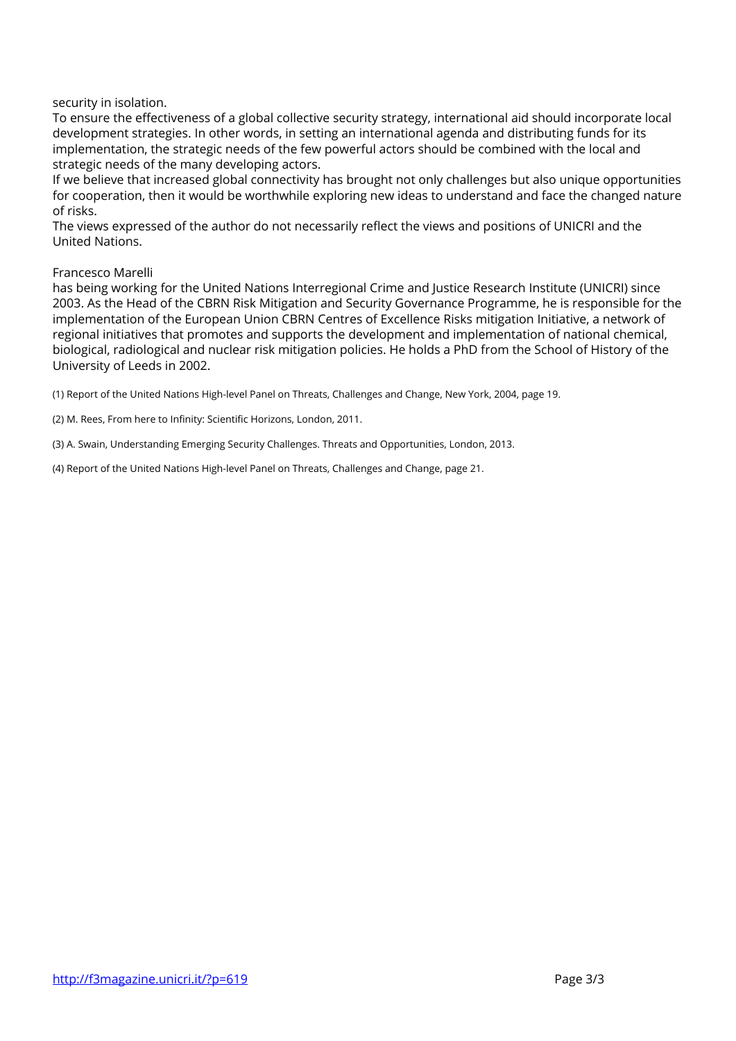security in isolation.

To ensure the effectiveness of a global collective security strategy, international aid should incorporate local development strategies. In other words, in setting an international agenda and distributing funds for its implementation, the strategic needs of the few powerful actors should be combined with the local and strategic needs of the many developing actors.

If we believe that increased global connectivity has brought not only challenges but also unique opportunities for cooperation, then it would be worthwhile exploring new ideas to understand and face the changed nature of risks.

The views expressed of the author do not necessarily reflect the views and positions of UNICRI and the United Nations.

Francesco Marelli

has being working for the United Nations Interregional Crime and Justice Research Institute (UNICRI) since 2003. As the Head of the CBRN Risk Mitigation and Security Governance Programme, he is responsible for the implementation of the European Union CBRN Centres of Excellence Risks mitigation Initiative, a network of regional initiatives that promotes and supports the development and implementation of national chemical, biological, radiological and nuclear risk mitigation policies. He holds a PhD from the School of History of the University of Leeds in 2002.

(1) Report of the United Nations High-level Panel on Threats, Challenges and Change, New York, 2004, page 19.

(2) M. Rees, From here to Infinity: Scientific Horizons, London, 2011.

(3) A. Swain, Understanding Emerging Security Challenges. Threats and Opportunities, London, 2013.

(4) Report of the United Nations High-level Panel on Threats, Challenges and Change, page 21.